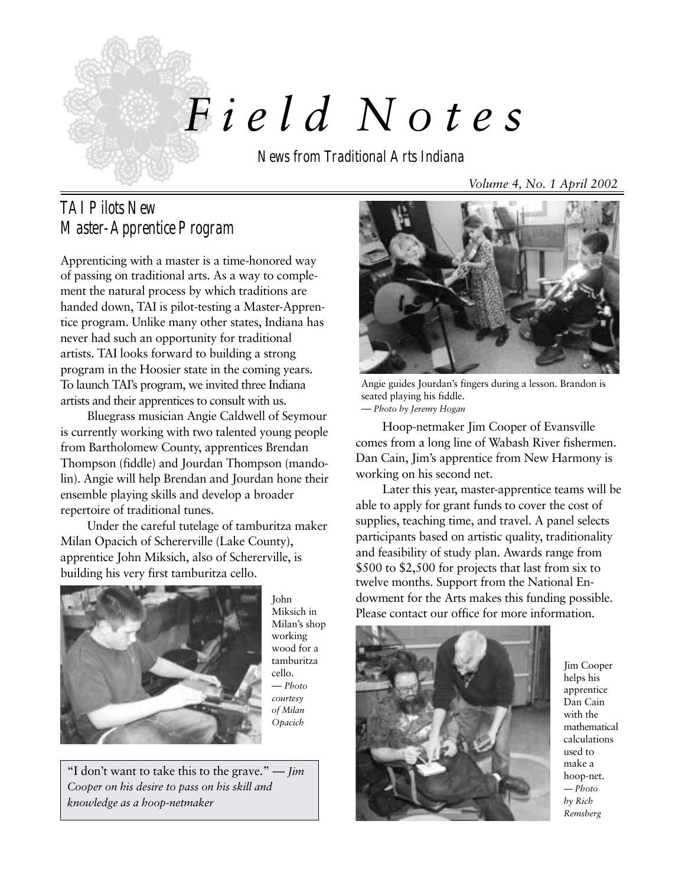# Field Notes

News from Traditional Arts Indiana

*Volume 4, No. 1 April 2002*

## TAI Pilots New Master-Apprentice Program

Apprenticing with a master is a time-honored way of passing on traditional arts. As a way to complement the natural process by which traditions are handed down, TAI is pilot-testing a Master-Apprentice program. Unlike many other states, Indiana has never had such an opportunity for traditional artists. TAI looks forward to building a strong program in the Hoosier state in the coming years. To launch TAI's program, we invited three Indiana artists and their apprentices to consult with us.

Bluegrass musician Angie Caldwell of Seymour is currently working with two talented young people from Bartholomew County, apprentices Brendan Thompson (fiddle) and Jourdan Thompson (mandolin). Angie will help Brendan and Jourdan hone their ensemble playing skills and develop a broader repertoire of traditional tunes.

Under the careful tutelage of tamburitza maker Milan Opacich of Schererville (Lake County), apprentice John Miksich, also of Schererville, is building his very first tamburitza cello.

John Miksich in Milan's shop working wood for a tamburitza cello. *— Photo courtesy of Milan Opacich*

> "I don't want to take this to the grave." *— Jim Cooper on his desire to pass on his skill and knowledge as a hoop-netmaker*

Angie guides Jourdan's fingers during a lesson. Brandon is seated playing his fiddle. *— Photo by Jeremy Hogan*

Hoop-netmaker Jim Cooper of Evansville comes from a long line of Wabash River fishermen. Dan Cain, Jim's apprentice from New Harmony is working on his second net.

Later this year, master-apprentice teams will be able to apply for grant funds to cover the cost of supplies, teaching time, and travel. A panel selects participants based on artistic quality, traditionality and feasibility of study plan. Awards range from $500 to $2,500 for projects that last from six to twelve months. Support from the National Endowment for the Arts makes this funding possible. Please contact our office for more information.

Jim Cooper helps his apprentice Dan Cain with the mathematical calculations used to make a hoop-net. *— Photo by Rich Remsberg*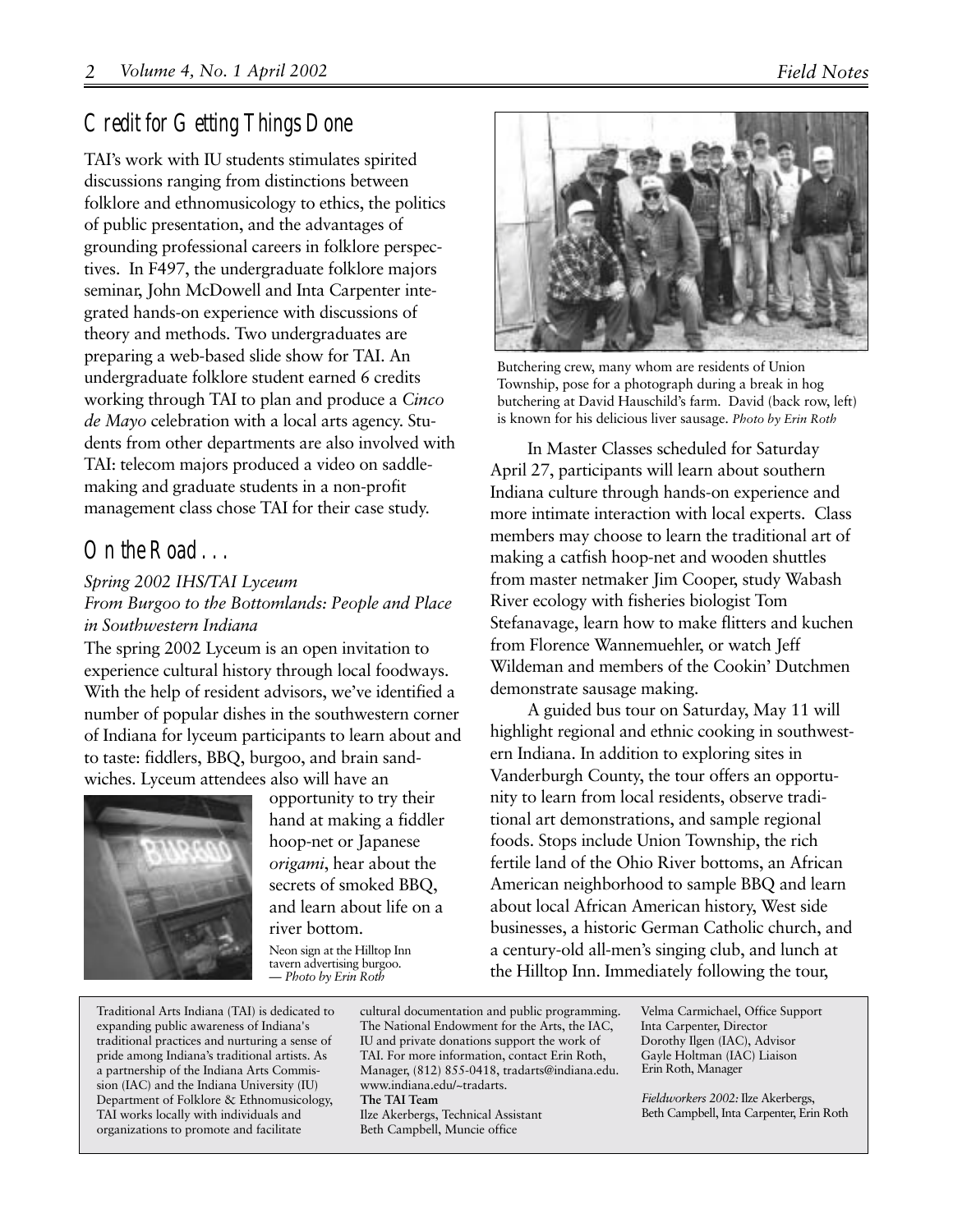## Credit for Getting Things Done

TAI's work with IU students stimulates spirited discussions ranging from distinctions between folklore and ethnomusicology to ethics, the politics of public presentation, and the advantages of grounding professional careers in folklore perspectives. In F497, the undergraduate folklore majors seminar, John McDowell and Inta Carpenter integrated hands-on experience with discussions of theory and methods. Two undergraduates are preparing a web-based slide show for TAI. An undergraduate folklore student earned 6 credits working through TAI to plan and produce a *Cinco de Mayo* celebration with a local arts agency. Students from other departments are also involved with TAI: telecom majors produced a video on saddle-making and graduate students in a non-profit management class chose TAI for their case study.

## On the Road . . .

*Spring 2002 IHS/TAI Lyceum*
*From Burgoo to the Bottomlands: People and Place in Southwestern Indiana*

The spring 2002 Lyceum is an open invitation to experience cultural history through local foodways. With the help of resident advisors, we've identified a number of popular dishes in the southwestern corner of Indiana for lyceum participants to learn about and to taste: fiddlers, BBQ, burgoo, and brain sandwiches. Lyceum attendees also will have an opportunity to try their hand at making a fiddler hoop-net or Japanese *origami*, hear about the secrets of smoked BBQ, and learn about life on a river bottom.

Neon sign at the Hilltop Inn tavern advertising burgoo. — *Photo by Erin Roth*

Butchering crew, many whom are residents of Union Township, pose for a photograph during a break in hog butchering at David Hauschild's farm. David (back row, left) is known for his delicious liver sausage. *Photo by Erin Roth*

In Master Classes scheduled for Saturday April 27, participants will learn about southern Indiana culture through hands-on experience and more intimate interaction with local experts. Class members may choose to learn the traditional art of making a catfish hoop-net and wooden shuttles from master netmaker Jim Cooper, study Wabash River ecology with fisheries biologist Tom Stefanavage, learn how to make flitters and kuchen from Florence Wannemuehler, or watch Jeff Wildeman and members of the Cookin' Dutchmen demonstrate sausage making.

A guided bus tour on Saturday, May 11 will highlight regional and ethnic cooking in southwestern Indiana. In addition to exploring sites in Vanderburgh County, the tour offers an opportunity to learn from local residents, observe traditional art demonstrations, and sample regional foods. Stops include Union Township, the rich fertile land of the Ohio River bottoms, an African American neighborhood to sample BBQ and learn about local African American history, West side businesses, a historic German Catholic church, and a century-old all-men's singing club, and lunch at the Hilltop Inn. Immediately following the tour,

---

Traditional Arts Indiana (TAI) is dedicated to expanding public awareness of Indiana's traditional practices and nurturing a sense of pride among Indiana's traditional artists. As a partnership of the Indiana Arts Commission (IAC) and the Indiana University (IU) Department of Folklore & Ethnomusicology, TAI works locally with individuals and organizations to promote and facilitate cultural documentation and public programming. The National Endowment for the Arts, the IAC, IU and private donations support the work of TAI. For more information, contact Erin Roth, Manager, (812) 855-0418, tradarts@indiana.edu. www.indiana.edu/~tradarts.

**The TAI Team**
Ilze Akerbergs, Technical Assistant
Beth Campbell, Muncie office
Velma Carmichael, Office Support
Inta Carpenter, Director
Dorothy Ilgen (IAC), Advisor
Gayle Holtman (IAC) Liaison
Erin Roth, Manager

*Fieldworkers 2002:* Ilze Akerbergs, Beth Campbell, Inta Carpenter, Erin Roth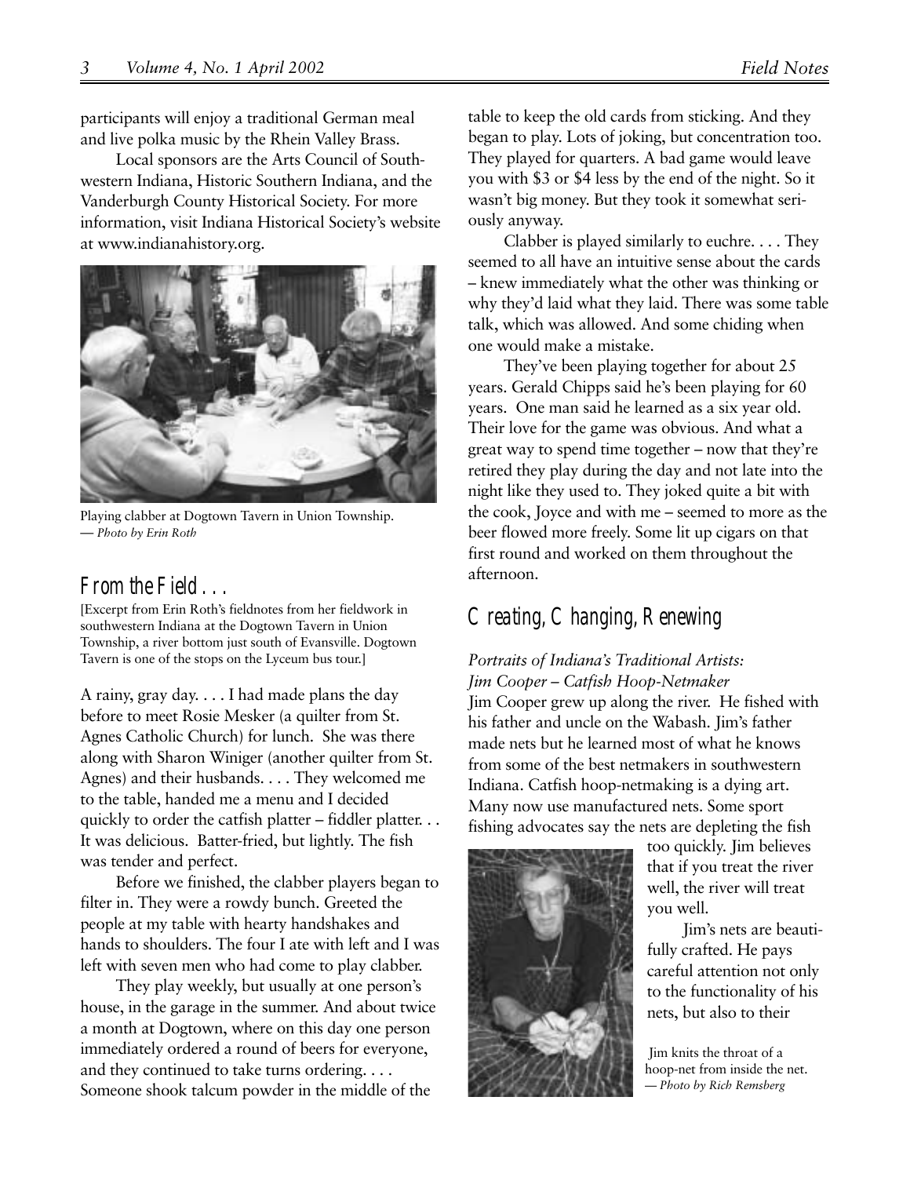participants will enjoy a traditional German meal and live polka music by the Rhein Valley Brass.

Local sponsors are the Arts Council of Southwestern Indiana, Historic Southern Indiana, and the Vanderburgh County Historical Society. For more information, visit Indiana Historical Society's website at www.indianahistory.org.

Playing clabber at Dogtown Tavern in Union Township. — *Photo by Erin Roth*

## From the Field . . .

[Excerpt from Erin Roth's fieldnotes from her fieldwork in southwestern Indiana at the Dogtown Tavern in Union Township, a river bottom just south of Evansville. Dogtown Tavern is one of the stops on the Lyceum bus tour.]

A rainy, gray day. . . . I had made plans the day before to meet Rosie Mesker (a quilter from St. Agnes Catholic Church) for lunch. She was there along with Sharon Winiger (another quilter from St. Agnes) and their husbands. . . . They welcomed me to the table, handed me a menu and I decided quickly to order the catfish platter – fiddler platter. . . It was delicious. Batter-fried, but lightly. The fish was tender and perfect.

Before we finished, the clabber players began to filter in. They were a rowdy bunch. Greeted the people at my table with hearty handshakes and hands to shoulders. The four I ate with left and I was left with seven men who had come to play clabber.

They play weekly, but usually at one person's house, in the garage in the summer. And about twice a month at Dogtown, where on this day one person immediately ordered a round of beers for everyone, and they continued to take turns ordering. . . . Someone shook talcum powder in the middle of the table to keep the old cards from sticking. And they began to play. Lots of joking, but concentration too. They played for quarters. A bad game would leave you with $3 or $4 less by the end of the night. So it wasn't big money. But they took it somewhat seriously anyway.

Clabber is played similarly to euchre. . . . They seemed to all have an intuitive sense about the cards – knew immediately what the other was thinking or why they'd laid what they laid. There was some table talk, which was allowed. And some chiding when one would make a mistake.

They've been playing together for about 25 years. Gerald Chipps said he's been playing for 60 years. One man said he learned as a six year old. Their love for the game was obvious. And what a great way to spend time together – now that they're retired they play during the day and not late into the night like they used to. They joked quite a bit with the cook, Joyce and with me – seemed to more as the beer flowed more freely. Some lit up cigars on that first round and worked on them throughout the afternoon.

## Creating, Changing, Renewing

*Portraits of Indiana's Traditional Artists:*
*Jim Cooper – Catfish Hoop-Netmaker*

Jim Cooper grew up along the river. He fished with his father and uncle on the Wabash. Jim's father made nets but he learned most of what he knows from some of the best netmakers in southwestern Indiana. Catfish hoop-netmaking is a dying art. Many now use manufactured nets. Some sport fishing advocates say the nets are depleting the fish too quickly. Jim believes that if you treat the river well, the river will treat you well.

Jim's nets are beautifully crafted. He pays careful attention not only to the functionality of his nets, but also to their

Jim knits the throat of a hoop-net from inside the net. — *Photo by Rich Remsberg*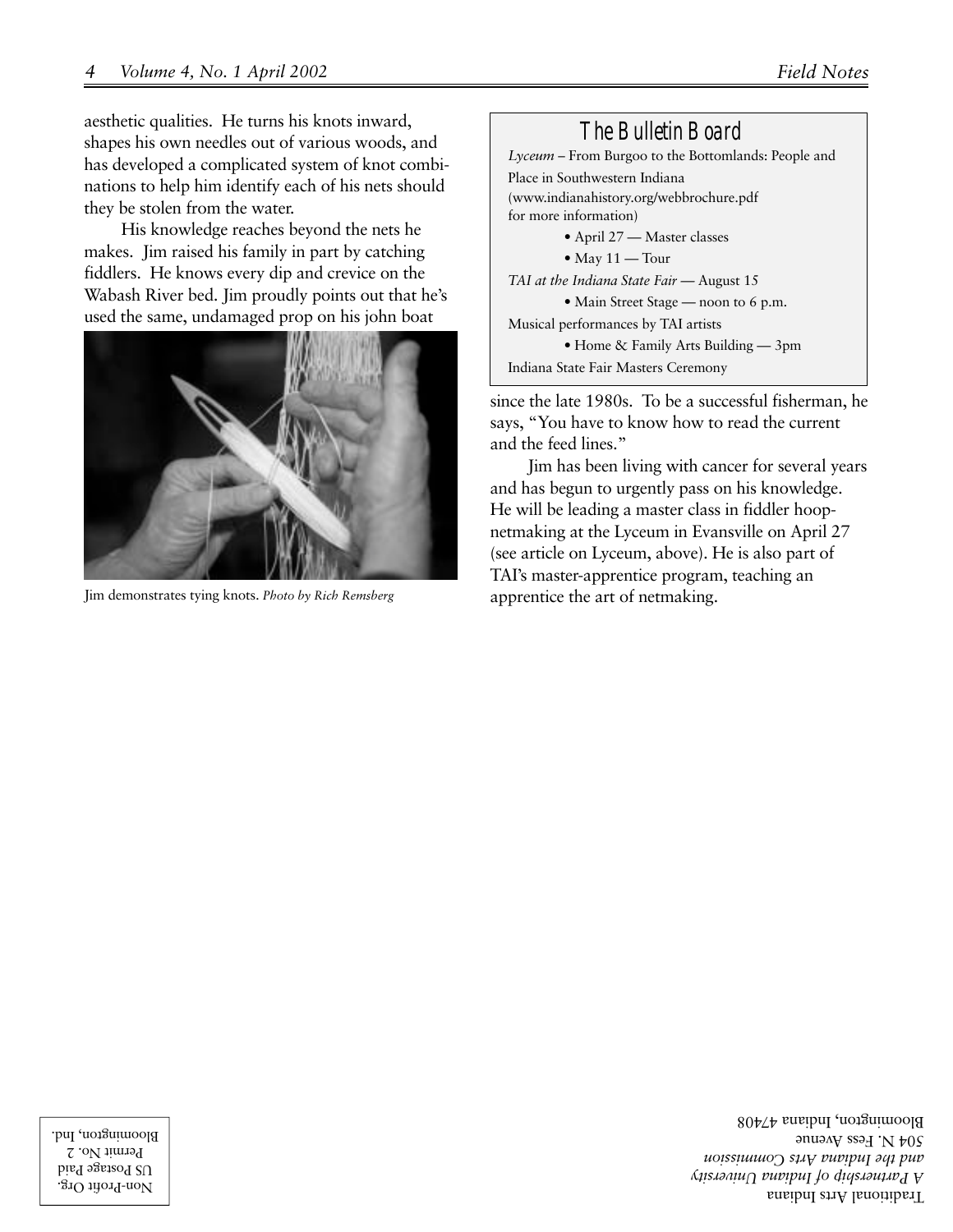aesthetic qualities. He turns his knots inward, shapes his own needles out of various woods, and has developed a complicated system of knot combinations to help him identify each of his nets should they be stolen from the water.

His knowledge reaches beyond the nets he makes. Jim raised his family in part by catching fiddlers. He knows every dip and crevice on the Wabash River bed. Jim proudly points out that he's used the same, undamaged prop on his john boat since the late 1980s. To be a successful fisherman, he says, "You have to know how to read the current and the feed lines."

Jim demonstrates tying knots. *Photo by Rich Remsberg*

Jim has been living with cancer for several years and has begun to urgently pass on his knowledge. He will be leading a master class in fiddler hoop-netmaking at the Lyceum in Evansville on April 27 (see article on Lyceum, above). He is also part of TAI's master-apprentice program, teaching an apprentice the art of netmaking.

## The Bulletin Board

*Lyceum* – From Burgoo to the Bottomlands: People and Place in Southwestern Indiana (www.indianahistory.org/webbrochure.pdf for more information)

- April 27 — Master classes
- May 11 — Tour

*TAI at the Indiana State Fair* — August 15

- Main Street Stage — noon to 6 p.m.

Musical performances by TAI artists

- Home & Family Arts Building — 3pm

Indiana State Fair Masters Ceremony

Traditional Arts Indiana
*A Partnership of Indiana University*
*and the Indiana Arts Commission*
504 N. Fess Avenue
Bloomington, Indiana 47408

Non-Profit Org.
US Postage Paid
Permit No. 2
Bloomington, Ind.